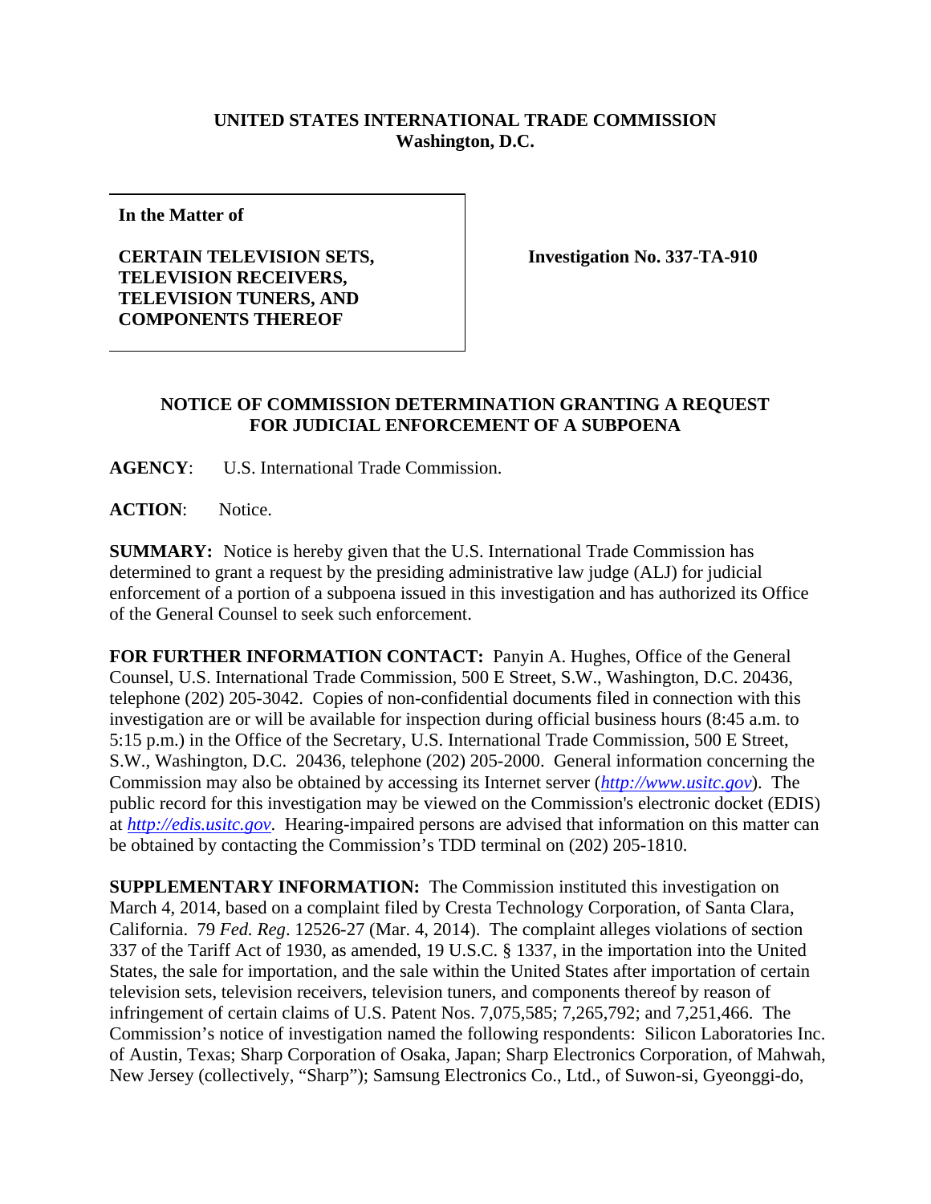**UNITED STATES INTERNATIONAL TRADE COMMISSION**
**Washington, D.C.**

| **In the Matter of**<br><br>**CERTAIN TELEVISION SETS, TELEVISION RECEIVERS, TELEVISION TUNERS, AND COMPONENTS THEREOF** | **Investigation No. 337-TA-910** |
|---|---|

**NOTICE OF COMMISSION DETERMINATION GRANTING A REQUEST FOR JUDICIAL ENFORCEMENT OF A SUBPOENA**

**AGENCY**: U.S. International Trade Commission.

**ACTION**: Notice.

**SUMMARY:** Notice is hereby given that the U.S. International Trade Commission has determined to grant a request by the presiding administrative law judge (ALJ) for judicial enforcement of a portion of a subpoena issued in this investigation and has authorized its Office of the General Counsel to seek such enforcement.

**FOR FURTHER INFORMATION CONTACT:** Panyin A. Hughes, Office of the General Counsel, U.S. International Trade Commission, 500 E Street, S.W., Washington, D.C. 20436, telephone (202) 205-3042. Copies of non-confidential documents filed in connection with this investigation are or will be available for inspection during official business hours (8:45 a.m. to 5:15 p.m.) in the Office of the Secretary, U.S. International Trade Commission, 500 E Street, S.W., Washington, D.C. 20436, telephone (202) 205-2000. General information concerning the Commission may also be obtained by accessing its Internet server (*http://www.usitc.gov*). The public record for this investigation may be viewed on the Commission's electronic docket (EDIS) at *http://edis.usitc.gov*. Hearing-impaired persons are advised that information on this matter can be obtained by contacting the Commission's TDD terminal on (202) 205-1810.

**SUPPLEMENTARY INFORMATION:** The Commission instituted this investigation on March 4, 2014, based on a complaint filed by Cresta Technology Corporation, of Santa Clara, California. 79 *Fed. Reg*. 12526-27 (Mar. 4, 2014). The complaint alleges violations of section 337 of the Tariff Act of 1930, as amended, 19 U.S.C. § 1337, in the importation into the United States, the sale for importation, and the sale within the United States after importation of certain television sets, television receivers, television tuners, and components thereof by reason of infringement of certain claims of U.S. Patent Nos. 7,075,585; 7,265,792; and 7,251,466. The Commission's notice of investigation named the following respondents: Silicon Laboratories Inc. of Austin, Texas; Sharp Corporation of Osaka, Japan; Sharp Electronics Corporation, of Mahwah, New Jersey (collectively, "Sharp"); Samsung Electronics Co., Ltd., of Suwon-si, Gyeonggi-do,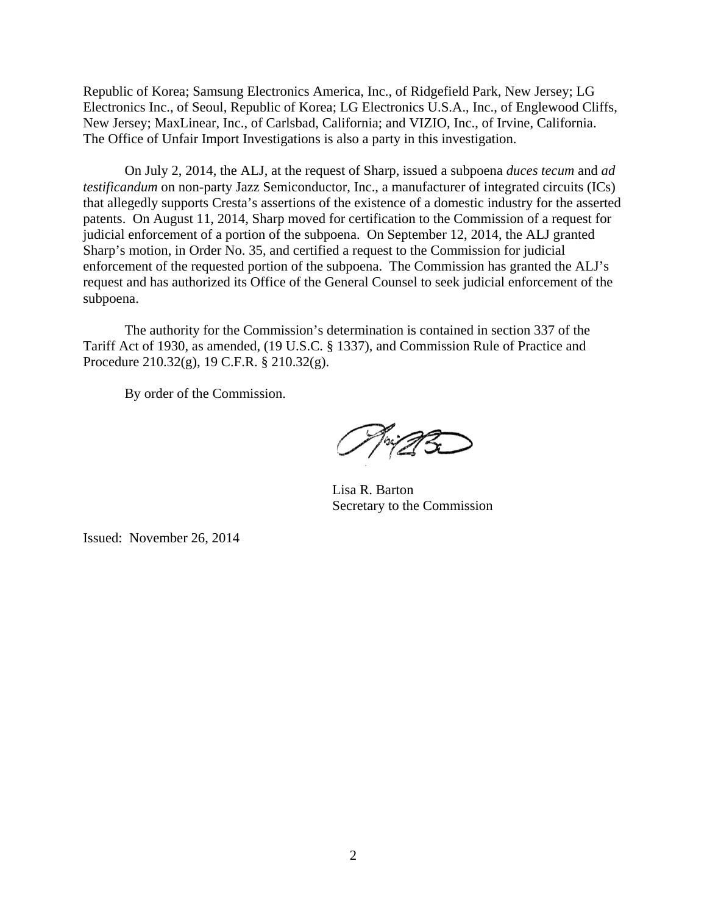Republic of Korea; Samsung Electronics America, Inc., of Ridgefield Park, New Jersey; LG Electronics Inc., of Seoul, Republic of Korea; LG Electronics U.S.A., Inc., of Englewood Cliffs, New Jersey; MaxLinear, Inc., of Carlsbad, California; and VIZIO, Inc., of Irvine, California. The Office of Unfair Import Investigations is also a party in this investigation.

On July 2, 2014, the ALJ, at the request of Sharp, issued a subpoena *duces tecum* and *ad testificandum* on non-party Jazz Semiconductor, Inc., a manufacturer of integrated circuits (ICs) that allegedly supports Cresta's assertions of the existence of a domestic industry for the asserted patents. On August 11, 2014, Sharp moved for certification to the Commission of a request for judicial enforcement of a portion of the subpoena. On September 12, 2014, the ALJ granted Sharp's motion, in Order No. 35, and certified a request to the Commission for judicial enforcement of the requested portion of the subpoena. The Commission has granted the ALJ's request and has authorized its Office of the General Counsel to seek judicial enforcement of the subpoena.

The authority for the Commission's determination is contained in section 337 of the Tariff Act of 1930, as amended, (19 U.S.C. § 1337), and Commission Rule of Practice and Procedure 210.32(g), 19 C.F.R. § 210.32(g).

By order of the Commission.

Lisa R. Barton
Secretary to the Commission

Issued: November 26, 2014